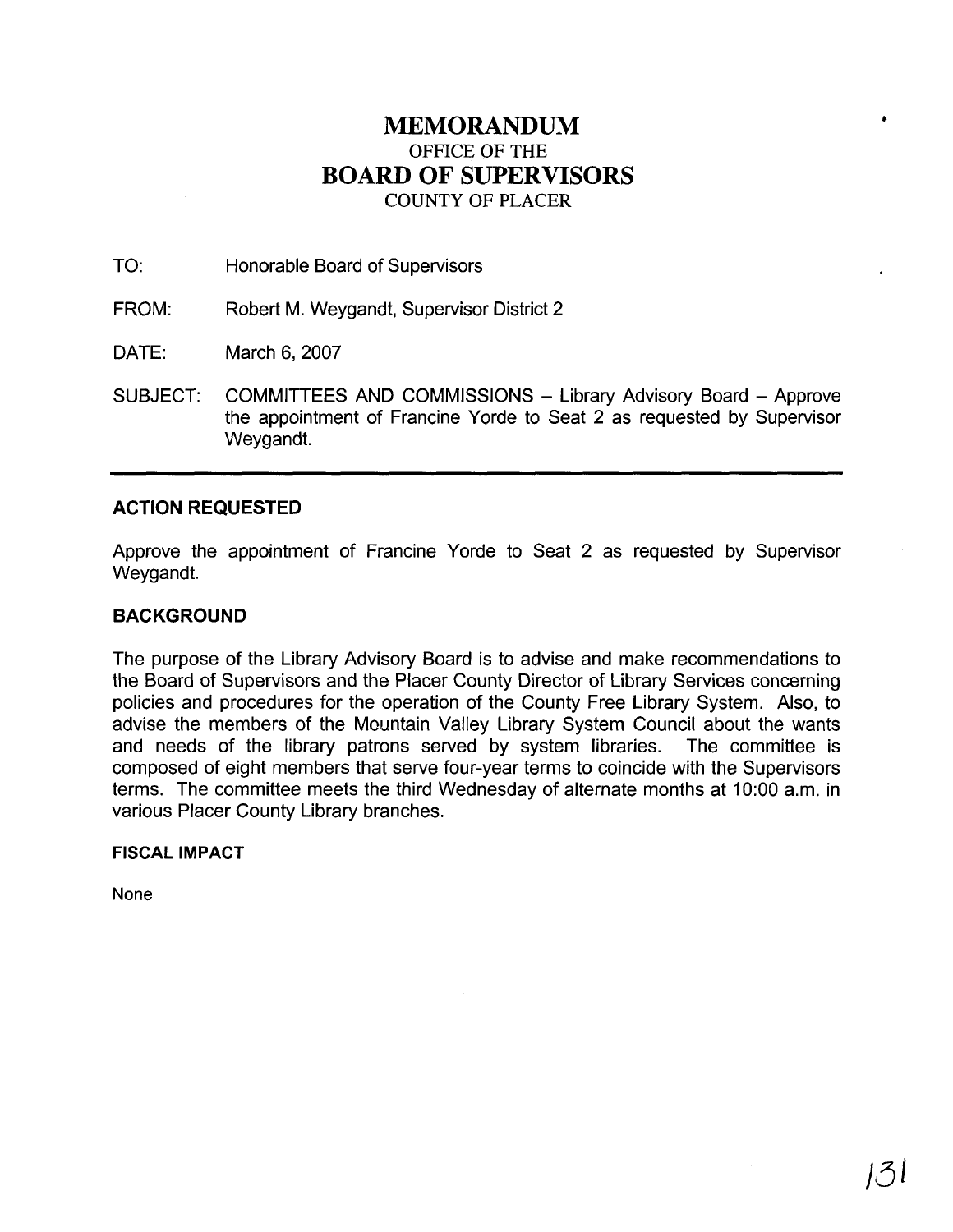# MEMORANDUM
## OFFICE OF THE
# BOARD OF SUPERVISORS
## COUNTY OF PLACER

TO: Honorable Board of Supervisors

FROM: Robert M. Weygandt, Supervisor District 2

DATE: March 6, 2007

SUBJECT: COMMITTEES AND COMMISSIONS – Library Advisory Board – Approve the appointment of Francine Yorde to Seat 2 as requested by Supervisor Weygandt.

---

### ACTION REQUESTED

Approve the appointment of Francine Yorde to Seat 2 as requested by Supervisor Weygandt.

### BACKGROUND

The purpose of the Library Advisory Board is to advise and make recommendations to the Board of Supervisors and the Placer County Director of Library Services concerning policies and procedures for the operation of the County Free Library System. Also, to advise the members of the Mountain Valley Library System Council about the wants and needs of the library patrons served by system libraries. The committee is composed of eight members that serve four-year terms to coincide with the Supervisors terms. The committee meets the third Wednesday of alternate months at 10:00 a.m. in various Placer County Library branches.

### FISCAL IMPACT

None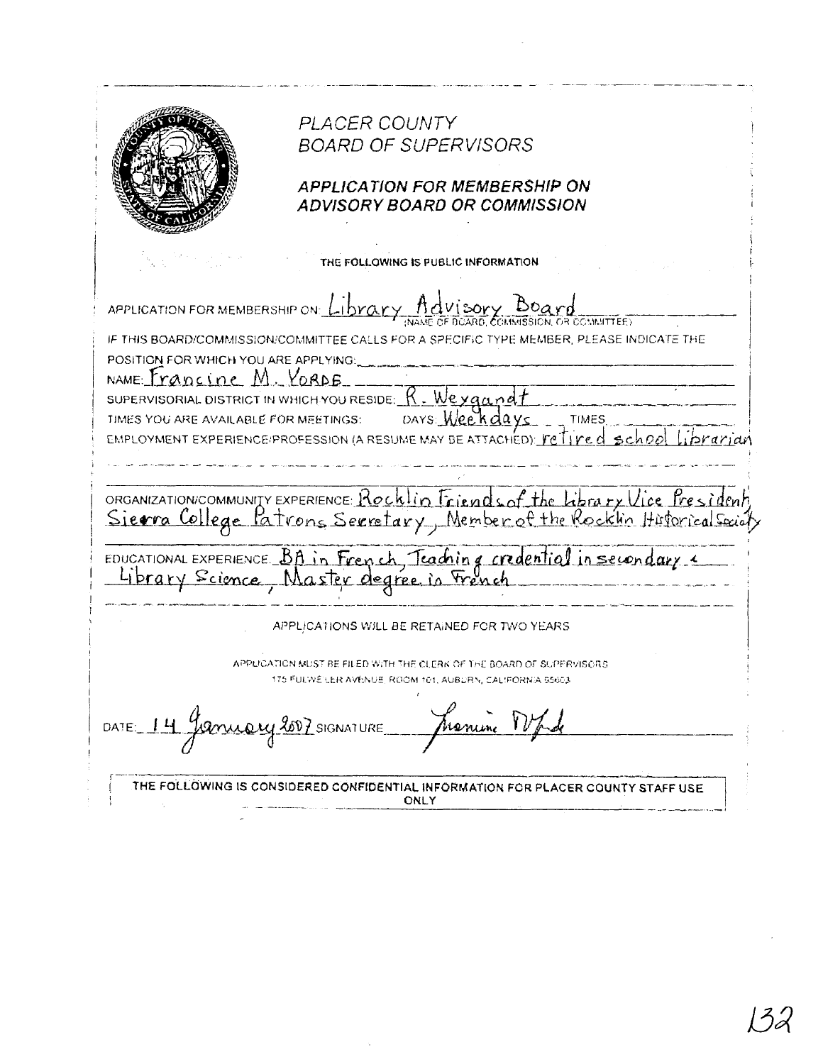PLACER COUNTY
BOARD OF SUPERVISORS

**APPLICATION FOR MEMBERSHIP ON ADVISORY BOARD OR COMMISSION**

THE FOLLOWING IS PUBLIC INFORMATION

APPLICATION FOR MEMBERSHIP ON: Library Advisory Board
(NAME OF BOARD, COMMISSION, OR COMMITTEE)

IF THIS BOARD/COMMISSION/COMMITTEE CALLS FOR A SPECIFIC TYPE MEMBER, PLEASE INDICATE THE POSITION FOR WHICH YOU ARE APPLYING: ______

NAME: Francine M. Yorde

SUPERVISORIAL DISTRICT IN WHICH YOU RESIDE: R. Weygandt

TIMES YOU ARE AVAILABLE FOR MEETINGS: DAYS: Weekdays TIMES ______

EMPLOYMENT EXPERIENCE/PROFESSION (A RESUME MAY BE ATTACHED): retired school librarian

ORGANIZATION/COMMUNITY EXPERIENCE: Rocklin Friends of the Library Vice President, Sierra College Patrons Secretary, Member of the Rocklin Historical Society

EDUCATIONAL EXPERIENCE: BA in French, Teaching credential in secondary & Library Science, Master degree in French

APPLICATIONS WILL BE RETAINED FOR TWO YEARS

APPLICATION MUST BE FILED WITH THE CLERK OF THE BOARD OF SUPERVISORS
175 FULWEILER AVENUE, ROOM 101, AUBURN, CALIFORNIA 95603

DATE: 14 January 2007 SIGNATURE: Francine Yorde

THE FOLLOWING IS CONSIDERED CONFIDENTIAL INFORMATION FOR PLACER COUNTY STAFF USE ONLY